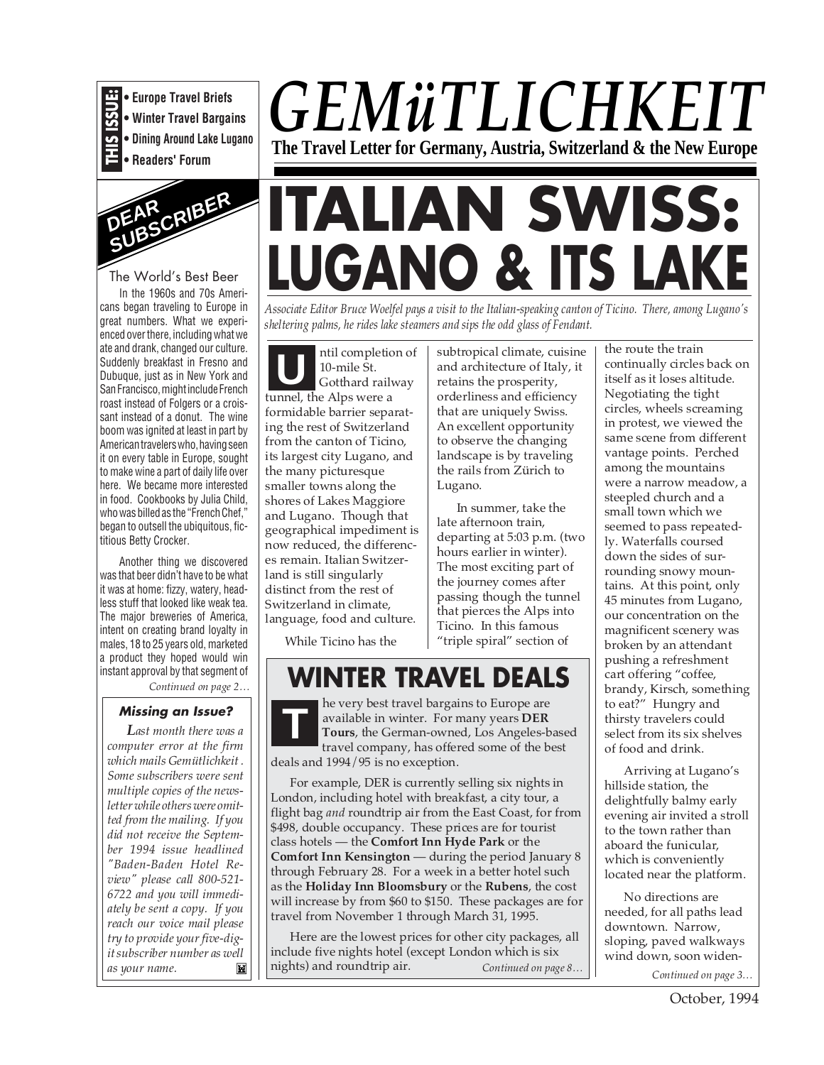**THIS ISSUE:**
- Europe Travel Briefs
- Winter Travel Bargains
- Dining Around Lake Lugano
- Readers' Forum

# GEMüTLICHKEIT

**The Travel Letter for Germany, Austria, Switzerland & the New Europe**

## DEAR SUBSCRIBER

### The World's Best Beer

In the 1960s and 70s Americans began traveling to Europe in great numbers. What we experienced over there, including what we ate and drank, changed our culture. Suddenly breakfast in Fresno and Dubuque, just as in New York and San Francisco, might include French roast instead of Folgers or a croissant instead of a donut. The wine boom was ignited at least in part by American travelers who, having seen it on every table in Europe, sought to make wine a part of daily life over here. We became more interested in food. Cookbooks by Julia Child, who was billed as the "French Chef," began to outsell the ubiquitous, fictitious Betty Crocker.

Another thing we discovered was that beer didn't have to be what it was at home: fizzy, watery, headless stuff that looked like weak tea. The major breweries of America, intent on creating brand loyalty in males, 18 to 25 years old, marketed a product they hoped would win instant approval by that segment of

*Continued on page 2…*

### Missing an Issue?

*Last month there was a computer error at the firm which mails Gemütlichkeit. Some subscribers were sent multiple copies of the newsletter while others were omitted from the mailing. If you did not receive the September 1994 issue headlined "Baden-Baden Hotel Review" please call 800-521-6722 and you will immediately be sent a copy. If you reach our voice mail please try to provide your five-digit subscriber number as well as your name.*

# ITALIAN SWISS: LUGANO & ITS LAKE

*Associate Editor Bruce Woelfel pays a visit to the Italian-speaking canton of Ticino. There, among Lugano's sheltering palms, he rides lake steamers and sips the odd glass of Fendant.*

Until completion of 10-mile St. Gotthard railway tunnel, the Alps were a formidable barrier separating the rest of Switzerland from the canton of Ticino, its largest city Lugano, and the many picturesque smaller towns along the shores of Lakes Maggiore and Lugano. Though that geographical impediment is now reduced, the differences remain. Italian Switzerland is still singularly distinct from the rest of Switzerland in climate, language, food and culture.

While Ticino has the subtropical climate, cuisine and architecture of Italy, it retains the prosperity, orderliness and efficiency that are uniquely Swiss. An excellent opportunity to observe the changing landscape is by traveling the rails from Zürich to Lugano.

In summer, take the late afternoon train, departing at 5:03 p.m. (two hours earlier in winter). The most exciting part of the journey comes after passing though the tunnel that pierces the Alps into Ticino. In this famous "triple spiral" section of the route the train continually circles back on itself as it loses altitude. Negotiating the tight circles, wheels screaming in protest, we viewed the same scene from different vantage points. Perched among the mountains were a narrow meadow, a steepled church and a small town which we seemed to pass repeatedly. Waterfalls coursed down the sides of surrounding snowy mountains. At this point, only 45 minutes from Lugano, our concentration on the magnificent scenery was broken by an attendant pushing a refreshment cart offering "coffee, brandy, Kirsch, something to eat?" Hungry and thirsty travelers could select from its six shelves of food and drink.

Arriving at Lugano's hillside station, the delightfully balmy early evening air invited a stroll to the town rather than aboard the funicular, which is conveniently located near the platform.

No directions are needed, for all paths lead downtown. Narrow, sloping, paved walkways wind down, soon widen-

*Continued on page 3…*

## WINTER TRAVEL DEALS

The very best travel bargains to Europe are available in winter. For many years **DER Tours**, the German-owned, Los Angeles-based travel company, has offered some of the best deals and 1994/95 is no exception.

For example, DER is currently selling six nights in London, including hotel with breakfast, a city tour, a flight bag *and* roundtrip air from the East Coast, for from $498, double occupancy. These prices are for tourist class hotels — the **Comfort Inn Hyde Park** or the **Comfort Inn Kensington** — during the period January 8 through February 28. For a week in a better hotel such as the **Holiday Inn Bloomsbury** or the **Rubens**, the cost will increase by from $60 to $150. These packages are for travel from November 1 through March 31, 1995.

Here are the lowest prices for other city packages, all include five nights hotel (except London which is six nights) and roundtrip air.

*Continued on page 8…*

October, 1994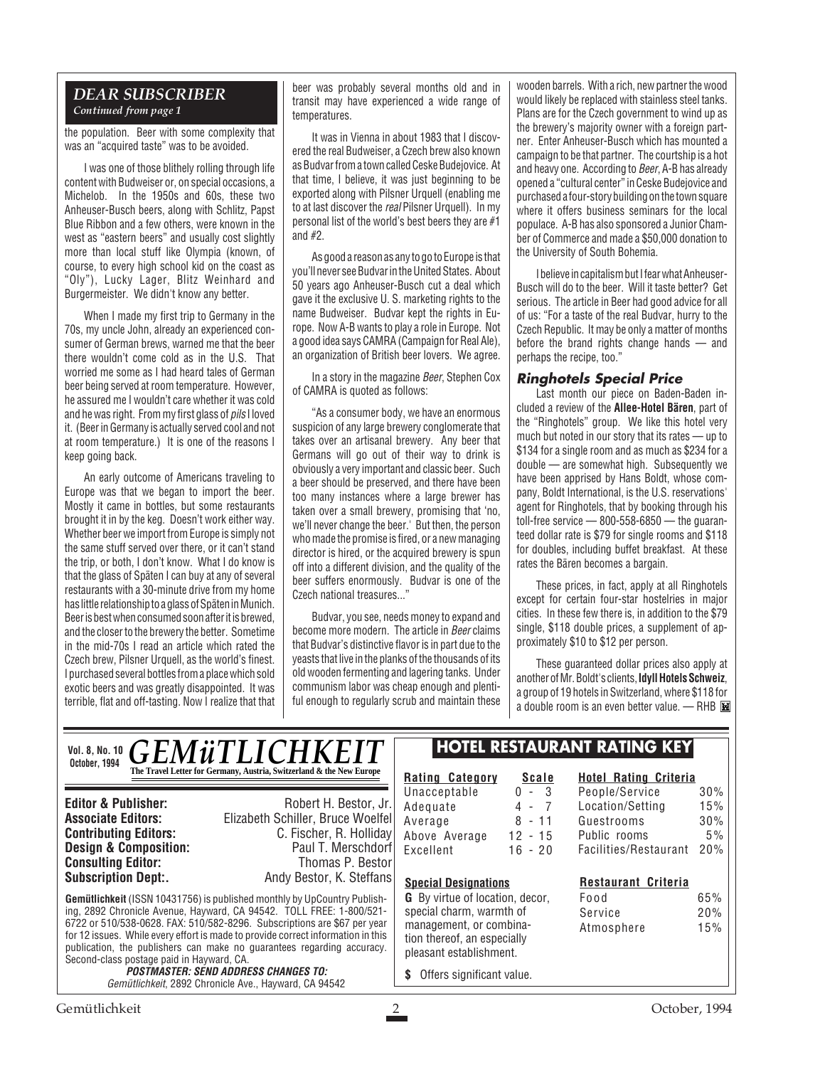## DEAR SUBSCRIBER

*Continued from page 1*

the population. Beer with some complexity that was an "acquired taste" was to be avoided.

I was one of those blithely rolling through life content with Budweiser or, on special occasions, a Michelob. In the 1950s and 60s, these two Anheuser-Busch beers, along with Schlitz, Papst Blue Ribbon and a few others, were known in the west as "eastern beers" and usually cost slightly more than local stuff like Olympia (known, of course, to every high school kid on the coast as "Oly"), Lucky Lager, Blitz Weinhard and Burgermeister. We didn't know any better.

When I made my first trip to Germany in the 70s, my uncle John, already an experienced consumer of German brews, warned me that the beer there wouldn't come cold as in the U.S. That worried me some as I had heard tales of German beer being served at room temperature. However, he assured me I wouldn't care whether it was cold and he was right. From my first glass of *pils* I loved it. (Beer in Germany is actually served cool and not at room temperature.) It is one of the reasons I keep going back.

An early outcome of Americans traveling to Europe was that we began to import the beer. Mostly it came in bottles, but some restaurants brought it in by the keg. Doesn't work either way. Whether beer we import from Europe is simply not the same stuff served over there, or it can't stand the trip, or both, I don't know. What I do know is that the glass of Späten I can buy at any of several restaurants with a 30-minute drive from my home has little relationship to a glass of Späten in Munich. Beer is best when consumed soon after it is brewed, and the closer to the brewery the better. Sometime in the mid-70s I read an article which rated the Czech brew, Pilsner Urquell, as the world's finest. I purchased several bottles from a place which sold exotic beers and was greatly disappointed. It was terrible, flat and off-tasting. Now I realize that that beer was probably several months old and in transit may have experienced a wide range of temperatures.

It was in Vienna in about 1983 that I discovered the real Budweiser, a Czech brew also known as Budvar from a town called Ceske Budejovice. At that time, I believe, it was just beginning to be exported along with Pilsner Urquell (enabling me to at last discover the *real* Pilsner Urquell). In my personal list of the world's best beers they are #1 and #2.

As good a reason as any to go to Europe is that you'll never see Budvar in the United States. About 50 years ago Anheuser-Busch cut a deal which gave it the exclusive U. S. marketing rights to the name Budweiser. Budvar kept the rights in Europe. Now A-B wants to play a role in Europe. Not a good idea says CAMRA (Campaign for Real Ale), an organization of British beer lovers. We agree.

In a story in the magazine *Beer*, Stephen Cox of CAMRA is quoted as follows:

"As a consumer body, we have an enormous suspicion of any large brewery conglomerate that takes over an artisanal brewery. Any beer that Germans will go out of their way to drink is obviously a very important and classic beer. Such a beer should be preserved, and there have been too many instances where a large brewer has taken over a small brewery, promising that 'no, we'll never change the beer.' But then, the person who made the promise is fired, or a new managing director is hired, or the acquired brewery is spun off into a different division, and the quality of the beer suffers enormously. Budvar is one of the Czech national treasures..."

Budvar, you see, needs money to expand and become more modern. The article in *Beer* claims that Budvar's distinctive flavor is in part due to the yeasts that live in the planks of the thousands of its old wooden fermenting and lagering tanks. Under communism labor was cheap enough and plentiful enough to regularly scrub and maintain these wooden barrels. With a rich, new partner the wood would likely be replaced with stainless steel tanks. Plans are for the Czech government to wind up as the brewery's majority owner with a foreign partner. Enter Anheuser-Busch which has mounted a campaign to be that partner. The courtship is a hot and heavy one. According to *Beer*, A-B has already opened a "cultural center" in Ceske Budejovice and purchased a four-story building on the town square where it offers business seminars for the local populace. A-B has also sponsored a Junior Chamber of Commerce and made a $50,000 donation to the University of South Bohemia.

I believe in capitalism but I fear what Anheuser-Busch will do to the beer. Will it taste better? Get serious. The article in Beer had good advice for all of us: "For a taste of the real Budvar, hurry to the Czech Republic. It may be only a matter of months before the brand rights change hands — and perhaps the recipe, too."

### Ringhotels Special Price

Last month our piece on Baden-Baden included a review of the **Allee-Hotel Bären**, part of the "Ringhotels" group. We like this hotel very much but noted in our story that its rates — up to $134 for a single room and as much as $234 for a double — are somewhat high. Subsequently we have been apprised by Hans Boldt, whose company, Boldt International, is the U.S. reservations' agent for Ringhotels, that by booking through his toll-free service — 800-558-6850 — the guaranteed dollar rate is $79 for single rooms and $118 for doubles, including buffet breakfast. At these rates the Bären becomes a bargain.

These prices, in fact, apply at all Ringhotels except for certain four-star hostelries in major cities. In these few there is, in addition to the $79 single, $118 double prices, a supplement of approximately $10 to $12 per person.

These guaranteed dollar prices also apply at another of Mr. Boldt's clients, **Idyll Hotels Schweiz**, a group of 19 hotels in Switzerland, where $118 for a double room is an even better value. — RHB

---

# GEMüTLICHKEIT

**Vol. 8, No. 10, October, 1994**

**The Travel Letter for Germany, Austria, Switzerland & the New Europe**

**Editor & Publisher:** Robert H. Bestor, Jr.
**Associate Editors:** Elizabeth Schiller, Bruce Woelfel
**Contributing Editors:** C. Fischer, R. Holliday
**Design & Composition:** Paul T. Merschdorf
**Consulting Editor:** Thomas P. Bestor
**Subscription Dept:.** Andy Bestor, K. Steffans

**Gemütlichkeit** (ISSN 10431756) is published monthly by UpCountry Publishing, 2892 Chronicle Avenue, Hayward, CA 94542. TOLL FREE: 1-800/521-6722 or 510/538-0628. FAX: 510/582-8296. Subscriptions are $67 per year for 12 issues. While every effort is made to provide correct information in this publication, the publishers can make no guarantees regarding accuracy. Second-class postage paid in Hayward, CA.

***POSTMASTER: SEND ADDRESS CHANGES TO:***
*Gemütlichkeit*, 2892 Chronicle Ave., Hayward, CA 94542

## HOTEL RESTAURANT RATING KEY

| Rating Category | Scale |
|---|---|
| Unacceptable | 0 - 3 |
| Adequate | 4 - 7 |
| Average | 8 - 11 |
| Above Average | 12 - 15 |
| Excellent | 16 - 20 |

| Hotel Rating Criteria | |
|---|---|
| People/Service | 30% |
| Location/Setting | 15% |
| Guestrooms | 30% |
| Public rooms | 5% |
| Facilities/Restaurant | 20% |

**Special Designations**

**G** By virtue of location, decor, special charm, warmth of management, or combination thereof, an especially pleasant establishment.

**$** Offers significant value.

| Restaurant Criteria | |
|---|---|
| Food | 65% |
| Service | 20% |
| Atmosphere | 15% |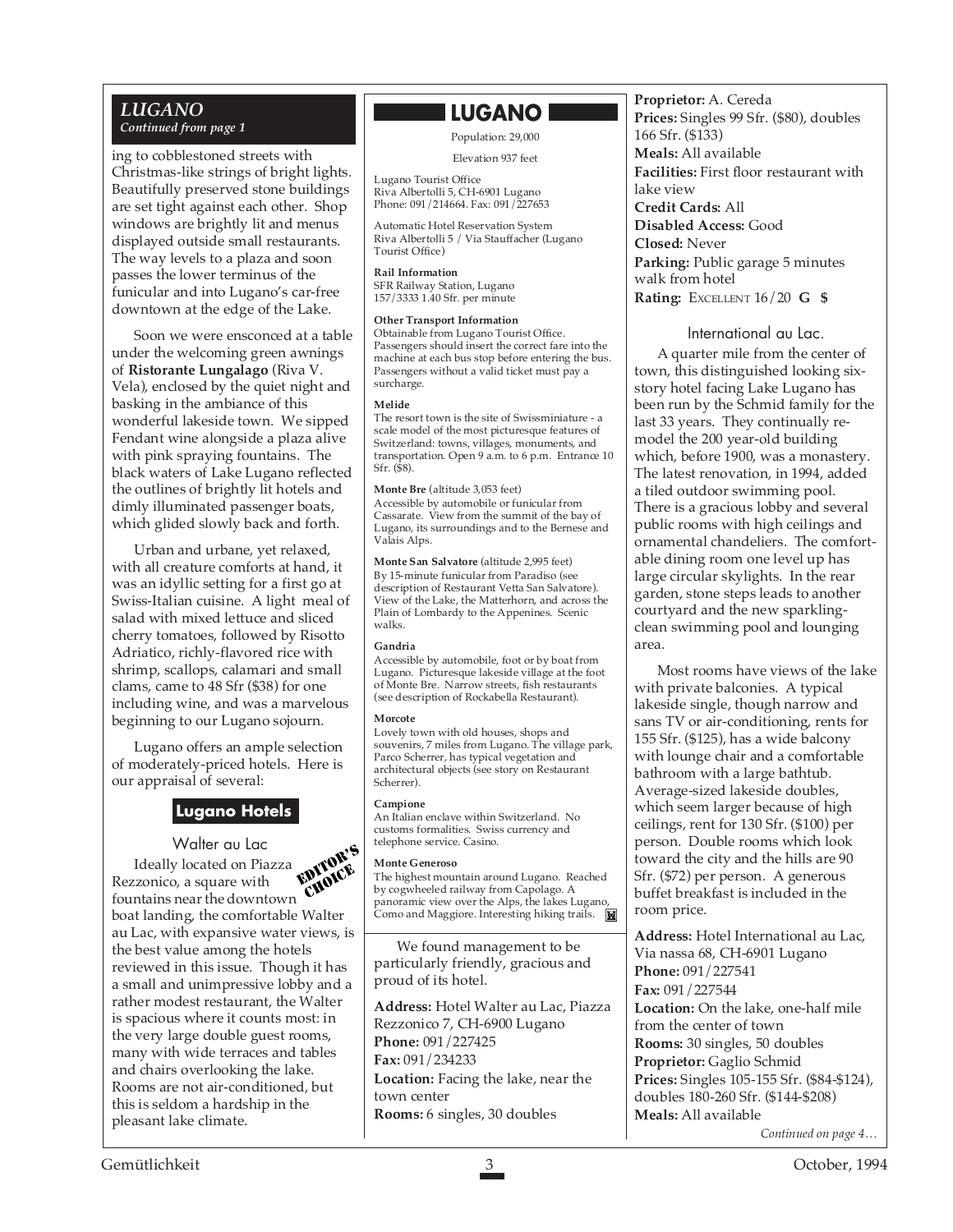## *LUGANO*

***Continued from page 1***

ing to cobblestoned streets with Christmas-like strings of bright lights. Beautifully preserved stone buildings are set tight against each other. Shop windows are brightly lit and menus displayed outside small restaurants. The way levels to a plaza and soon passes the lower terminus of the funicular and into Lugano's car-free downtown at the edge of the Lake.

Soon we were ensconced at a table under the welcoming green awnings of **Ristorante Lungalago** (Riva V. Vela), enclosed by the quiet night and basking in the ambiance of this wonderful lakeside town. We sipped Fendant wine alongside a plaza alive with pink spraying fountains. The black waters of Lake Lugano reflected the outlines of brightly lit hotels and dimly illuminated passenger boats, which glided slowly back and forth.

Urban and urbane, yet relaxed, with all creature comforts at hand, it was an idyllic setting for a first go at Swiss-Italian cuisine. A light meal of salad with mixed lettuce and sliced cherry tomatoes, followed by Risotto Adriatico, richly-flavored rice with shrimp, scallops, calamari and small clams, came to 48 Sfr ($38) for one including wine, and was a marvelous beginning to our Lugano sojourn.

Lugano offers an ample selection of moderately-priced hotels. Here is our appraisal of several:

### Lugano Hotels

#### Walter au Lac

EDITOR'S CHOICE

Ideally located on Piazza Rezzonico, a square with fountains near the downtown boat landing, the comfortable Walter au Lac, with expansive water views, is the best value among the hotels reviewed in this issue. Though it has a small and unimpressive lobby and a rather modest restaurant, the Walter is spacious where it counts most: in the very large double guest rooms, many with wide terraces and tables and chairs overlooking the lake. Rooms are not air-conditioned, but this is seldom a hardship in the pleasant lake climate.

We found management to be particularly friendly, gracious and proud of its hotel.

**Address:** Hotel Walter au Lac, Piazza Rezzonico 7, CH-6900 Lugano
**Phone:** 091/227425
**Fax:** 091/234233
**Location:** Facing the lake, near the town center
**Rooms:** 6 singles, 30 doubles
**Proprietor:** A. Cereda
**Prices:** Singles 99 Sfr. ($80), doubles 166 Sfr. ($133)
**Meals:** All available
**Facilities:** First floor restaurant with lake view
**Credit Cards:** All
**Disabled Access:** Good
**Closed:** Never
**Parking:** Public garage 5 minutes walk from hotel
**Rating:** EXCELLENT 16/20 **G $**

#### International au Lac.

A quarter mile from the center of town, this distinguished looking six-story hotel facing Lake Lugano has been run by the Schmid family for the last 33 years. They continually re-model the 200 year-old building which, before 1900, was a monastery. The latest renovation, in 1994, added a tiled outdoor swimming pool. There is a gracious lobby and several public rooms with high ceilings and ornamental chandeliers. The comfortable dining room one level up has large circular skylights. In the rear garden, stone steps leads to another courtyard and the new sparkling-clean swimming pool and lounging area.

Most rooms have views of the lake with private balconies. A typical lakeside single, though narrow and sans TV or air-conditioning, rents for 155 Sfr. ($125), has a wide balcony with lounge chair and a comfortable bathroom with a large bathtub. Average-sized lakeside doubles, which seem larger because of high ceilings, rent for 130 Sfr. ($100) per person. Double rooms which look toward the city and the hills are 90 Sfr. ($72) per person. A generous buffet breakfast is included in the room price.

**Address:** Hotel International au Lac, Via nassa 68, CH-6901 Lugano
**Phone:** 091/227541
**Fax:** 091/227544
**Location:** On the lake, one-half mile from the center of town
**Rooms:** 30 singles, 50 doubles
**Proprietor:** Gaglio Schmid
**Prices:** Singles 105-155 Sfr. ($84-$124), doubles 180-260 Sfr. ($144-$208)
**Meals:** All available

*Continued on page 4…*

---

## LUGANO

Population: 29,000

Elevation 937 feet

Lugano Tourist Office
Riva Albertolli 5, CH-6901 Lugano
Phone: 091/214664. Fax: 091/227653

Automatic Hotel Reservation System
Riva Albertolli 5 / Via Stauffacher (Lugano Tourist Office)

**Rail Information**
SFR Railway Station, Lugano
157/3333 1.40 Sfr. per minute

**Other Transport Information**
Obtainable from Lugano Tourist Office. Passengers should insert the correct fare into the machine at each bus stop before entering the bus. Passengers without a valid ticket must pay a surcharge.

**Melide**
The resort town is the site of Swissminiature - a scale model of the most picturesque features of Switzerland: towns, villages, monuments, and transportation. Open 9 a.m. to 6 p.m. Entrance 10 Sfr. ($8).

**Monte Bre** (altitude 3,053 feet)
Accessible by automobile or funicular from Cassarate. View from the summit of the bay of Lugano, its surroundings and to the Bernese and Valais Alps.

**Monte San Salvatore** (altitude 2,995 feet)
By 15-minute funicular from Paradiso (see description of Restaurant Vetta San Salvatore). View of the Lake, the Matterhorn, and across the Plain of Lombardy to the Appenines. Scenic walks.

**Gandria**
Accessible by automobile, foot or by boat from Lugano. Picturesque lakeside village at the foot of Monte Bre. Narrow streets, fish restaurants (see description of Rockabella Restaurant).

**Morcote**
Lovely town with old houses, shops and souvenirs, 7 miles from Lugano. The village park, Parco Scherrer, has typical vegetation and architectural objects (see story on Restaurant Scherrer).

**Campione**
An Italian enclave within Switzerland. No customs formalities. Swiss currency and telephone service. Casino.

**Monte Generoso**
The highest mountain around Lugano. Reached by cogwheeled railway from Capolago. A panoramic view over the Alps, the lakes Lugano, Como and Maggiore. Interesting hiking trails.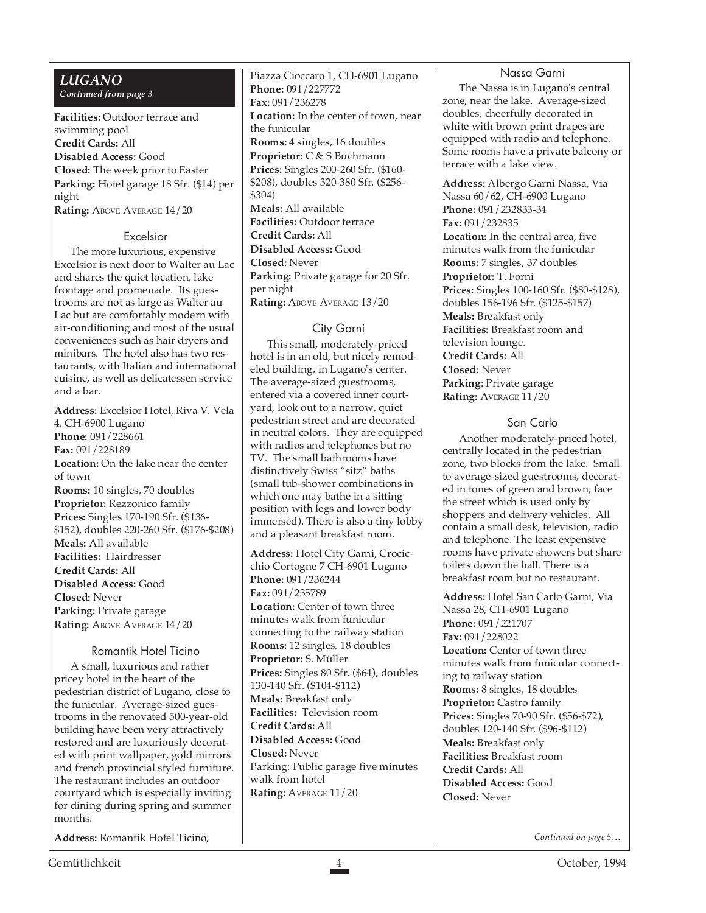## LUGANO

*Continued from page 3*

**Facilities:** Outdoor terrace and swimming pool
**Credit Cards:** All
**Disabled Access:** Good
**Closed:** The week prior to Easter
**Parking:** Hotel garage 18 Sfr. ($14) per night
**Rating:** ABOVE AVERAGE 14/20

### Excelsior

The more luxurious, expensive Excelsior is next door to Walter au Lac and shares the quiet location, lake frontage and promenade. Its guestrooms are not as large as Walter au Lac but are comfortably modern with air-conditioning and most of the usual conveniences such as hair dryers and minibars. The hotel also has two restaurants, with Italian and international cuisine, as well as delicatessen service and a bar.

**Address:** Excelsior Hotel, Riva V. Vela 4, CH-6900 Lugano
**Phone:** 091/228661
**Fax:** 091/228189
**Location:** On the lake near the center of town
**Rooms:** 10 singles, 70 doubles
**Proprietor:** Rezzonico family
**Prices:** Singles 170-190 Sfr. ($136-$152), doubles 220-260 Sfr. ($176-$208)
**Meals:** All available
**Facilities:** Hairdresser
**Credit Cards:** All
**Disabled Access:** Good
**Closed:** Never
**Parking:** Private garage
**Rating:** ABOVE AVERAGE 14/20

### Romantik Hotel Ticino

A small, luxurious and rather pricey hotel in the heart of the pedestrian district of Lugano, close to the funicular. Average-sized guestrooms in the renovated 500-year-old building have been very attractively restored and are luxuriously decorated with print wallpaper, gold mirrors and french provincial styled furniture. The restaurant includes an outdoor courtyard which is especially inviting for dining during spring and summer months.

**Address:** Romantik Hotel Ticino, Piazza Cioccaro 1, CH-6901 Lugano
**Phone:** 091/227772
**Fax:** 091/236278
**Location:** In the center of town, near the funicular
**Rooms:** 4 singles, 16 doubles
**Proprietor:** C & S Buchmann
**Prices:** Singles 200-260 Sfr. ($160-$208), doubles 320-380 Sfr. ($256-$304)
**Meals:** All available
**Facilities:** Outdoor terrace
**Credit Cards:** All
**Disabled Access:** Good
**Closed:** Never
**Parking:** Private garage for 20 Sfr. per night
**Rating:** ABOVE AVERAGE 13/20

### City Garni

This small, moderately-priced hotel is in an old, but nicely remodeled building, in Lugano's center. The average-sized guestrooms, entered via a covered inner courtyard, look out to a narrow, quiet pedestrian street and are decorated in neutral colors. They are equipped with radios and telephones but no TV. The small bathrooms have distinctively Swiss "sitz" baths (small tub-shower combinations in which one may bathe in a sitting position with legs and lower body immersed). There is also a tiny lobby and a pleasant breakfast room.

**Address:** Hotel City Garni, Crocicchio Cortogne 7 CH-6901 Lugano
**Phone:** 091/236244
**Fax:** 091/235789
**Location:** Center of town three minutes walk from funicular connecting to the railway station
**Rooms:** 12 singles, 18 doubles
**Proprietor:** S. Müller
**Prices:** Singles 80 Sfr. ($64), doubles 130-140 Sfr. ($104-$112)
**Meals:** Breakfast only
**Facilities:** Television room
**Credit Cards:** All
**Disabled Access:** Good
**Closed:** Never
Parking: Public garage five minutes walk from hotel
**Rating:** AVERAGE 11/20

### Nassa Garni

The Nassa is in Lugano's central zone, near the lake. Average-sized doubles, cheerfully decorated in white with brown print drapes are equipped with radio and telephone. Some rooms have a private balcony or terrace with a lake view.

**Address:** Albergo Garni Nassa, Via Nassa 60/62, CH-6900 Lugano
**Phone:** 091/232833-34
**Fax:** 091/232835
**Location:** In the central area, five minutes walk from the funicular
**Rooms:** 7 singles, 37 doubles
**Proprietor:** T. Forni
**Prices:** Singles 100-160 Sfr. ($80-$128), doubles 156-196 Sfr. ($125-$157)
**Meals:** Breakfast only
**Facilities:** Breakfast room and television lounge.
**Credit Cards:** All
**Closed:** Never
**Parking**: Private garage
**Rating:** AVERAGE 11/20

### San Carlo

Another moderately-priced hotel, centrally located in the pedestrian zone, two blocks from the lake. Small to average-sized guestrooms, decorated in tones of green and brown, face the street which is used only by shoppers and delivery vehicles. All contain a small desk, television, radio and telephone. The least expensive rooms have private showers but share toilets down the hall. There is a breakfast room but no restaurant.

**Address:** Hotel San Carlo Garni, Via Nassa 28, CH-6901 Lugano
**Phone:** 091/221707
**Fax:** 091/228022
**Location:** Center of town three minutes walk from funicular connecting to railway station
**Rooms:** 8 singles, 18 doubles
**Proprietor:** Castro family
**Prices:** Singles 70-90 Sfr. ($56-$72), doubles 120-140 Sfr. ($96-$112)
**Meals:** Breakfast only
**Facilities:** Breakfast room
**Credit Cards:** All
**Disabled Access:** Good
**Closed:** Never

*Continued on page 5…*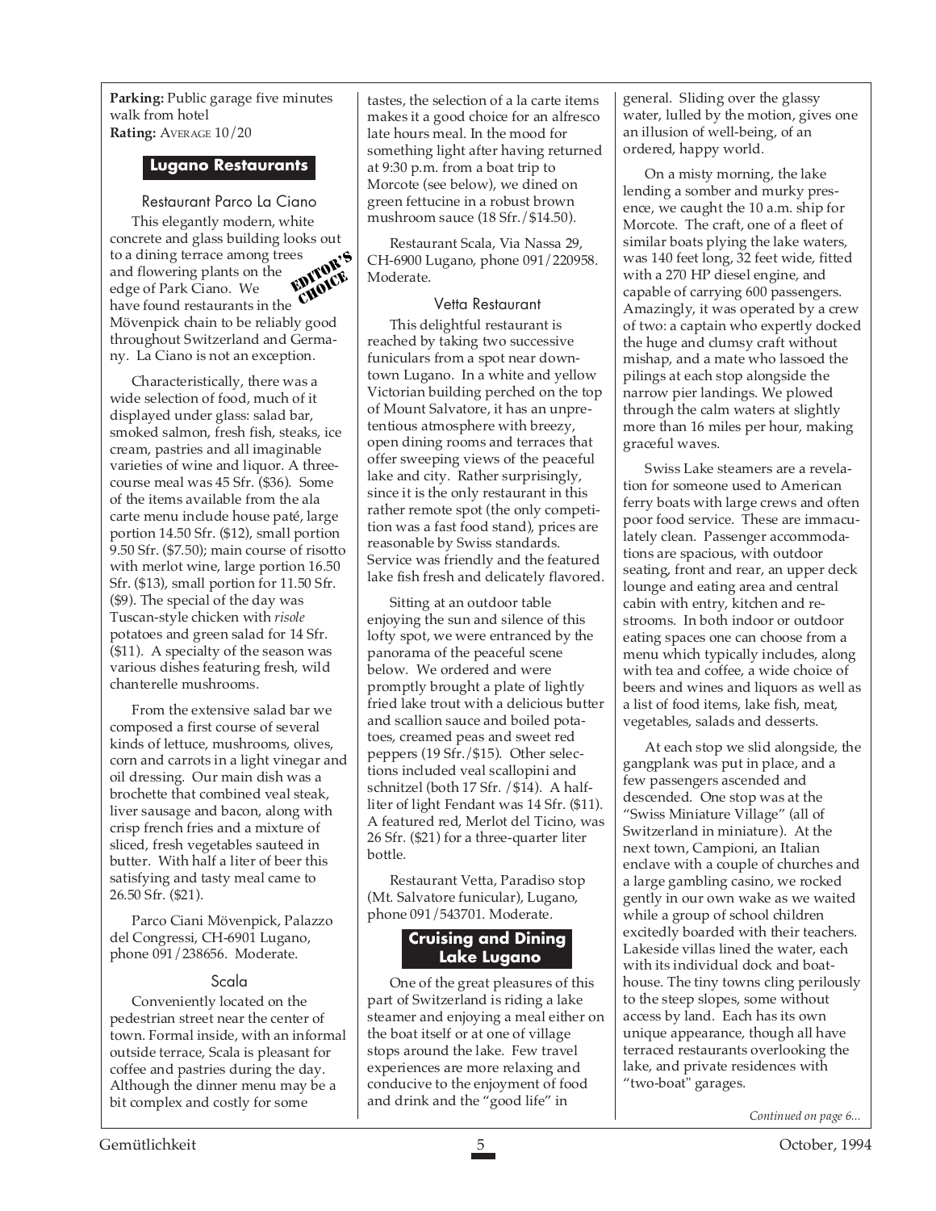**Parking:** Public garage five minutes walk from hotel
**Rating:** AVERAGE 10/20

## Lugano Restaurants

### Restaurant Parco La Ciano

EDITOR'S CHOICE

This elegantly modern, white concrete and glass building looks out to a dining terrace among trees and flowering plants on the edge of Park Ciano. We have found restaurants in the Mövenpick chain to be reliably good throughout Switzerland and Germany. La Ciano is not an exception.

Characteristically, there was a wide selection of food, much of it displayed under glass: salad bar, smoked salmon, fresh fish, steaks, ice cream, pastries and all imaginable varieties of wine and liquor. A three-course meal was 45 Sfr. ($36). Some of the items available from the ala carte menu include house paté, large portion 14.50 Sfr. ($12), small portion 9.50 Sfr. ($7.50); main course of risotto with merlot wine, large portion 16.50 Sfr. ($13), small portion for 11.50 Sfr. ($9). The special of the day was Tuscan-style chicken with *risole* potatoes and green salad for 14 Sfr. ($11). A specialty of the season was various dishes featuring fresh, wild chanterelle mushrooms.

From the extensive salad bar we composed a first course of several kinds of lettuce, mushrooms, olives, corn and carrots in a light vinegar and oil dressing. Our main dish was a brochette that combined veal steak, liver sausage and bacon, along with crisp french fries and a mixture of sliced, fresh vegetables sauteed in butter. With half a liter of beer this satisfying and tasty meal came to 26.50 Sfr. ($21).

Parco Ciani Mövenpick, Palazzo del Congressi, CH-6901 Lugano, phone 091/238656. Moderate.

### Scala

Conveniently located on the pedestrian street near the center of town. Formal inside, with an informal outside terrace, Scala is pleasant for coffee and pastries during the day. Although the dinner menu may be a bit complex and costly for some tastes, the selection of a la carte items makes it a good choice for an alfresco late hours meal. In the mood for something light after having returned at 9:30 p.m. from a boat trip to Morcote (see below), we dined on green fettucine in a robust brown mushroom sauce (18 Sfr./$14.50).

Restaurant Scala, Via Nassa 29, CH-6900 Lugano, phone 091/220958. Moderate.

### Vetta Restaurant

This delightful restaurant is reached by taking two successive funiculars from a spot near downtown Lugano. In a white and yellow Victorian building perched on the top of Mount Salvatore, it has an unpretentious atmosphere with breezy, open dining rooms and terraces that offer sweeping views of the peaceful lake and city. Rather surprisingly, since it is the only restaurant in this rather remote spot (the only competition was a fast food stand), prices are reasonable by Swiss standards. Service was friendly and the featured lake fish fresh and delicately flavored.

Sitting at an outdoor table enjoying the sun and silence of this lofty spot, we were entranced by the panorama of the peaceful scene below. We ordered and were promptly brought a plate of lightly fried lake trout with a delicious butter and scallion sauce and boiled potatoes, creamed peas and sweet red peppers (19 Sfr./$15). Other selections included veal scallopini and schnitzel (both 17 Sfr. /$14). A half-liter of light Fendant was 14 Sfr. ($11). A featured red, Merlot del Ticino, was 26 Sfr. ($21) for a three-quarter liter bottle.

Restaurant Vetta, Paradiso stop (Mt. Salvatore funicular), Lugano, phone 091/543701. Moderate.

## Cruising and Dining Lake Lugano

One of the great pleasures of this part of Switzerland is riding a lake steamer and enjoying a meal either on the boat itself or at one of village stops around the lake. Few travel experiences are more relaxing and conducive to the enjoyment of food and drink and the "good life" in general. Sliding over the glassy water, lulled by the motion, gives one an illusion of well-being, of an ordered, happy world.

On a misty morning, the lake lending a somber and murky presence, we caught the 10 a.m. ship for Morcote. The craft, one of a fleet of similar boats plying the lake waters, was 140 feet long, 32 feet wide, fitted with a 270 HP diesel engine, and capable of carrying 600 passengers. Amazingly, it was operated by a crew of two: a captain who expertly docked the huge and clumsy craft without mishap, and a mate who lassoed the pilings at each stop alongside the narrow pier landings. We plowed through the calm waters at slightly more than 16 miles per hour, making graceful waves.

Swiss Lake steamers are a revelation for someone used to American ferry boats with large crews and often poor food service. These are immaculately clean. Passenger accommodations are spacious, with outdoor seating, front and rear, an upper deck lounge and eating area and central cabin with entry, kitchen and restrooms. In both indoor or outdoor eating spaces one can choose from a menu which typically includes, along with tea and coffee, a wide choice of beers and wines and liquors as well as a list of food items, lake fish, meat, vegetables, salads and desserts.

At each stop we slid alongside, the gangplank was put in place, and a few passengers ascended and descended. One stop was at the "Swiss Miniature Village" (all of Switzerland in miniature). At the next town, Campioni, an Italian enclave with a couple of churches and a large gambling casino, we rocked gently in our own wake as we waited while a group of school children excitedly boarded with their teachers. Lakeside villas lined the water, each with its individual dock and boathouse. The tiny towns cling perilously to the steep slopes, some without access by land. Each has its own unique appearance, though all have terraced restaurants overlooking the lake, and private residences with "two-boat" garages.

*Continued on page 6...*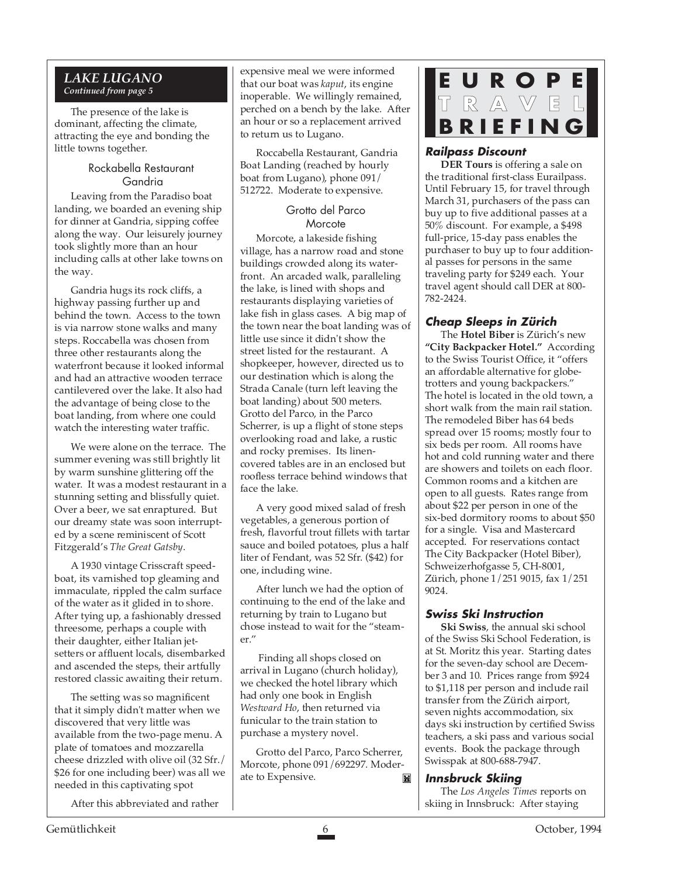## *LAKE LUGANO*
***Continued from page 5***

The presence of the lake is dominant, affecting the climate, attracting the eye and bonding the little towns together.

### Rockabella Restaurant Gandria

Leaving from the Paradiso boat landing, we boarded an evening ship for dinner at Gandria, sipping coffee along the way. Our leisurely journey took slightly more than an hour including calls at other lake towns on the way.

Gandria hugs its rock cliffs, a highway passing further up and behind the town. Access to the town is via narrow stone walks and many steps. Roccabella was chosen from three other restaurants along the waterfront because it looked informal and had an attractive wooden terrace cantilevered over the lake. It also had the advantage of being close to the boat landing, from where one could watch the interesting water traffic.

We were alone on the terrace. The summer evening was still brightly lit by warm sunshine glittering off the water. It was a modest restaurant in a stunning setting and blissfully quiet. Over a beer, we sat enraptured. But our dreamy state was soon interrupted by a scene reminiscent of Scott Fitzgerald's *The Great Gatsby*.

A 1930 vintage Crisscraft speedboat, its varnished top gleaming and immaculate, rippled the calm surface of the water as it glided in to shore. After tying up, a fashionably dressed threesome, perhaps a couple with their daughter, either Italian jet-setters or affluent locals, disembarked and ascended the steps, their artfully restored classic awaiting their return.

The setting was so magnificent that it simply didn't matter when we discovered that very little was available from the two-page menu. A plate of tomatoes and mozzarella cheese drizzled with olive oil (32 Sfr./ $26 for one including beer) was all we needed in this captivating spot

After this abbreviated and rather expensive meal we were informed that our boat was *kaput*, its engine inoperable. We willingly remained, perched on a bench by the lake. After an hour or so a replacement arrived to return us to Lugano.

Roccabella Restaurant, Gandria Boat Landing (reached by hourly boat from Lugano), phone 091/ 512722. Moderate to expensive.

### Grotto del Parco Morcote

Morcote, a lakeside fishing village, has a narrow road and stone buildings crowded along its waterfront. An arcaded walk, paralleling the lake, is lined with shops and restaurants displaying varieties of lake fish in glass cases. A big map of the town near the boat landing was of little use since it didn't show the street listed for the restaurant. A shopkeeper, however, directed us to our destination which is along the Strada Canale (turn left leaving the boat landing) about 500 meters. Grotto del Parco, in the Parco Scherrer, is up a flight of stone steps overlooking road and lake, a rustic and rocky premises. Its linen-covered tables are in an enclosed but roofless terrace behind windows that face the lake.

A very good mixed salad of fresh vegetables, a generous portion of fresh, flavorful trout fillets with tartar sauce and boiled potatoes, plus a half liter of Fendant, was 52 Sfr. ($42) for one, including wine.

After lunch we had the option of continuing to the end of the lake and returning by train to Lugano but chose instead to wait for the "steamer."

Finding all shops closed on arrival in Lugano (church holiday), we checked the hotel library which had only one book in English *Westward Ho*, then returned via funicular to the train station to purchase a mystery novel.

Grotto del Parco, Parco Scherrer, Morcote, phone 091/692297. Moderate to Expensive.

# EUROPE TRAVEL BRIEFING

### *Railpass Discount*

**DER Tours** is offering a sale on the traditional first-class Eurailpass. Until February 15, for travel through March 31, purchasers of the pass can buy up to five additional passes at a 50% discount. For example, a $498 full-price, 15-day pass enables the purchaser to buy up to four additional passes for persons in the same traveling party for $249 each. Your travel agent should call DER at 800-782-2424.

### *Cheap Sleeps in Zürich*

The **Hotel Biber** is Zürich's new **"City Backpacker Hotel."** According to the Swiss Tourist Office, it "offers an affordable alternative for globe-trotters and young backpackers." The hotel is located in the old town, a short walk from the main rail station. The remodeled Biber has 64 beds spread over 15 rooms; mostly four to six beds per room. All rooms have hot and cold running water and there are showers and toilets on each floor. Common rooms and a kitchen are open to all guests. Rates range from about $22 per person in one of the six-bed dormitory rooms to about $50 for a single. Visa and Mastercard accepted. For reservations contact The City Backpacker (Hotel Biber), Schweizerhofgasse 5, CH-8001, Zürich, phone 1/251 9015, fax 1/251 9024.

### *Swiss Ski Instruction*

**Ski Swiss**, the annual ski school of the Swiss Ski School Federation, is at St. Moritz this year. Starting dates for the seven-day school are December 3 and 10. Prices range from $924 to $1,118 per person and include rail transfer from the Zürich airport, seven nights accommodation, six days ski instruction by certified Swiss teachers, a ski pass and various social events. Book the package through Swisspak at 800-688-7947.

### *Innsbruck Skiing*

The *Los Angeles Times* reports on skiing in Innsbruck: After staying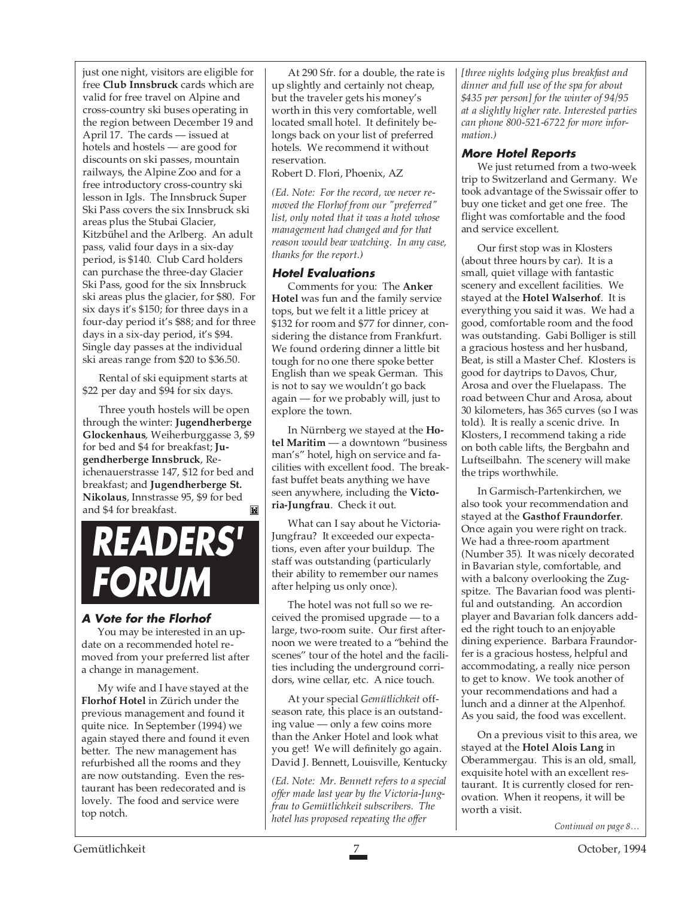just one night, visitors are eligible for free **Club Innsbruck** cards which are valid for free travel on Alpine and cross-country ski buses operating in the region between December 19 and April 17. The cards — issued at hotels and hostels — are good for discounts on ski passes, mountain railways, the Alpine Zoo and for a free introductory cross-country ski lesson in Igls. The Innsbruck Super Ski Pass covers the six Innsbruck ski areas plus the Stubai Glacier, Kitzbühel and the Arlberg. An adult pass, valid four days in a six-day period, is $140. Club Card holders can purchase the three-day Glacier Ski Pass, good for the six Innsbruck ski areas plus the glacier, for $80. For six days it's $150; for three days in a four-day period it's $88; and for three days in a six-day period, it's $94. Single day passes at the individual ski areas range from $20 to $36.50.

Rental of ski equipment starts at $22 per day and $94 for six days.

Three youth hostels will be open through the winter: **Jugendherberge Glockenhaus**, Weiherburggasse 3, $9 for bed and $4 for breakfast; **Jugendherberge Innsbruck**, Reichenauerstrasse 147, $12 for bed and breakfast; and **Jugendherberge St. Nikolaus**, Innstrasse 95, $9 for bed and $4 for breakfast.

# READERS' FORUM

### A Vote for the Florhof

You may be interested in an update on a recommended hotel removed from your preferred list after a change in management.

My wife and I have stayed at the **Florhof Hotel** in Zürich under the previous management and found it quite nice. In September (1994) we again stayed there and found it even better. The new management has refurbished all the rooms and they are now outstanding. Even the restaurant has been redecorated and is lovely. The food and service were top notch.

At 290 Sfr. for a double, the rate is up slightly and certainly not cheap, but the traveler gets his money's worth in this very comfortable, well located small hotel. It definitely belongs back on your list of preferred hotels. We recommend it without reservation.

Robert D. Flori, Phoenix, AZ

*(Ed. Note: For the record, we never removed the Florhof from our "preferred" list, only noted that it was a hotel whose management had changed and for that reason would bear watching. In any case, thanks for the report.)*

### Hotel Evaluations

Comments for you: The **Anker Hotel** was fun and the family service tops, but we felt it a little pricey at $132 for room and $77 for dinner, considering the distance from Frankfurt. We found ordering dinner a little bit tough for no one there spoke better English than we speak German. This is not to say we wouldn't go back again — for we probably will, just to explore the town.

In Nürnberg we stayed at the **Hotel Maritim** — a downtown "business man's" hotel, high on service and facilities with excellent food. The breakfast buffet beats anything we have seen anywhere, including the **Victoria-Jungfrau**. Check it out.

What can I say about he Victoria-Jungfrau? It exceeded our expectations, even after your buildup. The staff was outstanding (particularly their ability to remember our names after helping us only once).

The hotel was not full so we received the promised upgrade — to a large, two-room suite. Our first afternoon we were treated to a "behind the scenes" tour of the hotel and the facilities including the underground corridors, wine cellar, etc. A nice touch.

At your special *Gemütlichkeit* off-season rate, this place is an outstanding value — only a few coins more than the Anker Hotel and look what you get! We will definitely go again.

David J. Bennett, Louisville, Kentucky

*(Ed. Note: Mr. Bennett refers to a special offer made last year by the Victoria-Jungfrau to Gemütlichkeit subscribers. The hotel has proposed repeating the offer [three nights lodging plus breakfast and dinner and full use of the spa for about $435 per person] for the winter of 94/95 at a slightly higher rate. Interested parties can phone 800-521-6722 for more information.)*

### More Hotel Reports

We just returned from a two-week trip to Switzerland and Germany. We took advantage of the Swissair offer to buy one ticket and get one free. The flight was comfortable and the food and service excellent.

Our first stop was in Klosters (about three hours by car). It is a small, quiet village with fantastic scenery and excellent facilities. We stayed at the **Hotel Walserhof**. It is everything you said it was. We had a good, comfortable room and the food was outstanding. Gabi Bolliger is still a gracious hostess and her husband, Beat, is still a Master Chef. Klosters is good for daytrips to Davos, Chur, Arosa and over the Fluelapass. The road between Chur and Arosa, about 30 kilometers, has 365 curves (so I was told). It is really a scenic drive. In Klosters, I recommend taking a ride on both cable lifts, the Bergbahn and Luftseilbahn. The scenery will make the trips worthwhile.

In Garmisch-Partenkirchen, we also took your recommendation and stayed at the **Gasthof Fraundorfer**. Once again you were right on track. We had a three-room apartment (Number 35). It was nicely decorated in Bavarian style, comfortable, and with a balcony overlooking the Zugspitze. The Bavarian food was plentiful and outstanding. An accordion player and Bavarian folk dancers added the right touch to an enjoyable dining experience. Barbara Fraundorfer is a gracious hostess, helpful and accommodating, a really nice person to get to know. We took another of your recommendations and had a lunch and a dinner at the Alpenhof. As you said, the food was excellent.

On a previous visit to this area, we stayed at the **Hotel Alois Lang** in Oberammergau. This is an old, small, exquisite hotel with an excellent restaurant. It is currently closed for renovation. When it reopens, it will be worth a visit.

*Continued on page 8…*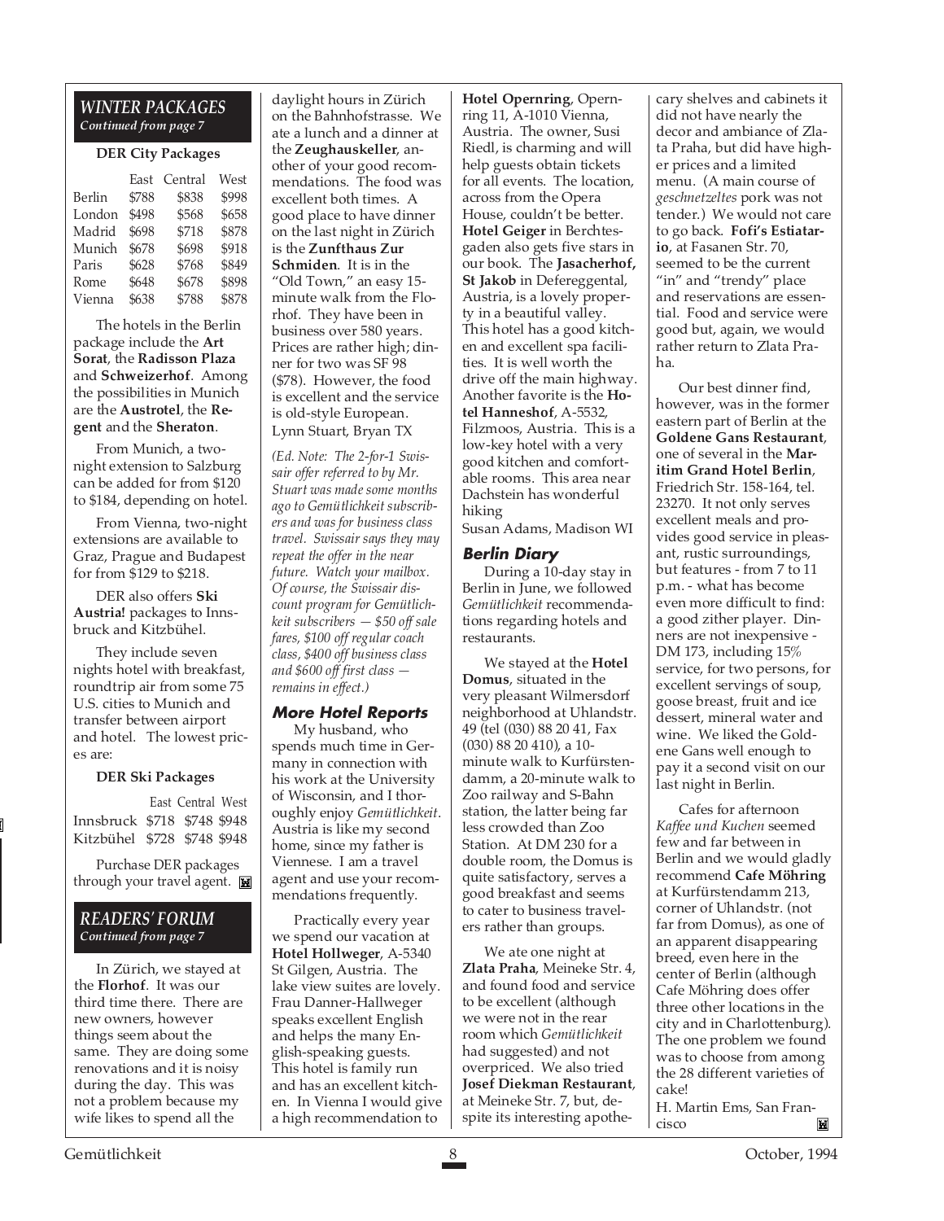## WINTER PACKAGES
*Continued from page 7*

**DER City Packages**

| | East | Central | West |
|---|---|---|---|
| Berlin | $788 | $838 | $998 |
| London | $498 | $568 | $658 |
| Madrid | $698 | $718 | $878 |
| Munich | $678 | $698 | $918 |
| Paris | $628 | $768 | $849 |
| Rome | $648 | $678 | $898 |
| Vienna | $638 | $788 | $878 |

The hotels in the Berlin package include the **Art Sorat**, the **Radisson Plaza** and **Schweizerhof**. Among the possibilities in Munich are the **Austrotel**, the **Regent** and the **Sheraton**.

From Munich, a two-night extension to Salzburg can be added for from $120 to $184, depending on hotel.

From Vienna, two-night extensions are available to Graz, Prague and Budapest for from $129 to $218.

DER also offers **Ski Austria!** packages to Innsbruck and Kitzbühel.

They include seven nights hotel with breakfast, roundtrip air from some 75 U.S. cities to Munich and transfer between airport and hotel. The lowest prices are:

**DER Ski Packages**

| | East | Central | West |
|---|---|---|---|
| Innsbruck | $718 | $748 | $948 |
| Kitzbühel | $728 | $748 | $948 |

Purchase DER packages through your travel agent.

## READERS' FORUM
*Continued from page 7*

In Zürich, we stayed at the **Florhof**. It was our third time there. There are new owners, however things seem about the same. They are doing some renovations and it is noisy during the day. This was not a problem because my wife likes to spend all the daylight hours in Zürich on the Bahnhofstrasse. We ate a lunch and a dinner at the **Zeughauskeller**, another of your good recommendations. The food was excellent both times. A good place to have dinner on the last night in Zürich is the **Zunfthaus Zur Schmiden**. It is in the "Old Town," an easy 15-minute walk from the Florhof. They have been in business over 580 years. Prices are rather high; dinner for two was SF 98 ($78). However, the food is excellent and the service is old-style European.
Lynn Stuart, Bryan TX

*(Ed. Note: The 2-for-1 Swissair offer referred to by Mr. Stuart was made some months ago to Gemütlichkeit subscribers and was for business class travel. Swissair says they may repeat the offer in the near future. Watch your mailbox. Of course, the Swissair discount program for Gemütlichkeit subscribers — $50 off sale fares, $100 off regular coach class, $400 off business class and $600 off first class — remains in effect.)*

### More Hotel Reports

My husband, who spends much time in Germany in connection with his work at the University of Wisconsin, and I thoroughly enjoy *Gemütlichkeit*. Austria is like my second home, since my father is Viennese. I am a travel agent and use your recommendations frequently.

Practically every year we spend our vacation at **Hotel Hollweger**, A-5340 St Gilgen, Austria. The lake view suites are lovely. Frau Danner-Hallweger speaks excellent English and helps the many English-speaking guests. This hotel is family run and has an excellent kitchen. In Vienna I would give a high recommendation to **Hotel Opernring**, Opernring 11, A-1010 Vienna, Austria. The owner, Susi Riedl, is charming and will help guests obtain tickets for all events. The location, across from the Opera House, couldn't be better. **Hotel Geiger** in Berchtesgaden also gets five stars in our book. The **Jasacherhof, St Jakob** in Defereggental, Austria, is a lovely property in a beautiful valley. This hotel has a good kitchen and excellent spa facilities. It is well worth the drive off the main highway. Another favorite is the **Hotel Hanneshof**, A-5532, Filzmoos, Austria. This is a low-key hotel with a very good kitchen and comfortable rooms. This area near Dachstein has wonderful hiking
Susan Adams, Madison WI

### Berlin Diary

During a 10-day stay in Berlin in June, we followed *Gemütlichkeit* recommendations regarding hotels and restaurants.

We stayed at the **Hotel Domus**, situated in the very pleasant Wilmersdorf neighborhood at Uhlandstr. 49 (tel (030) 88 20 41, Fax (030) 88 20 410), a 10-minute walk to Kurfürstendamm, a 20-minute walk to Zoo railway and S-Bahn station, the latter being far less crowded than Zoo Station. At DM 230 for a double room, the Domus is quite satisfactory, serves a good breakfast and seems to cater to business travelers rather than groups.

We ate one night at **Zlata Praha**, Meineke Str. 4, and found food and service to be excellent (although we were not in the rear room which *Gemütlichkeit* had suggested) and not overpriced. We also tried **Josef Diekman Restaurant**, at Meineke Str. 7, but, despite its interesting apothecary shelves and cabinets it did not have nearly the decor and ambiance of Zlata Praha, but did have higher prices and a limited menu. (A main course of *geschnetzeltes* pork was not tender.) We would not care to go back. **Fofi's Estiatario**, at Fasanen Str. 70, seemed to be the current "in" and "trendy" place and reservations are essential. Food and service were good but, again, we would rather return to Zlata Praha.

Our best dinner find, however, was in the former eastern part of Berlin at the **Goldene Gans Restaurant**, one of several in the **Maritim Grand Hotel Berlin**, Friedrich Str. 158-164, tel. 23270. It not only serves excellent meals and provides good service in pleasant, rustic surroundings, but features - from 7 to 11 p.m. - what has become even more difficult to find: a good zither player. Dinners are not inexpensive - DM 173, including 15% service, for two persons, for excellent servings of soup, goose breast, fruit and ice dessert, mineral water and wine. We liked the Goldene Gans well enough to pay it a second visit on our last night in Berlin.

Cafes for afternoon *Kaffee und Kuchen* seemed few and far between in Berlin and we would gladly recommend **Cafe Möhring** at Kurfürstendamm 213, corner of Uhlandstr. (not far from Domus), as one of an apparent disappearing breed, even here in the center of Berlin (although Cafe Möhring does offer three other locations in the city and in Charlottenburg). The one problem we found was to choose from among the 28 different varieties of cake!
H. Martin Ems, San Francisco